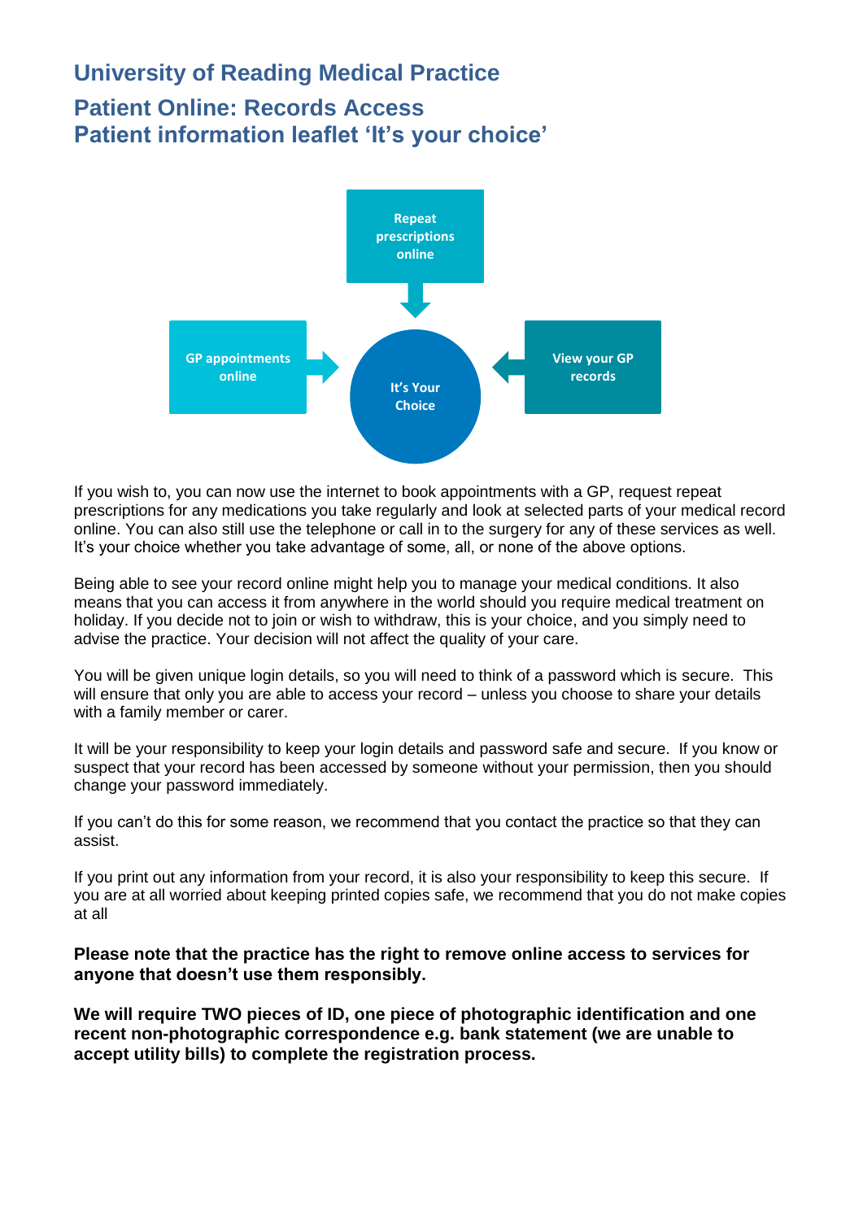# University of Reading Medical Practice

## Patient Online: Records Access
## Patient information leaflet 'It's your choice'

Repeat prescriptions online

GP appointments online

It's Your Choice

View your GP records

If you wish to, you can now use the internet to book appointments with a GP, request repeat prescriptions for any medications you take regularly and look at selected parts of your medical record online. You can also still use the telephone or call in to the surgery for any of these services as well. It's your choice whether you take advantage of some, all, or none of the above options.

Being able to see your record online might help you to manage your medical conditions. It also means that you can access it from anywhere in the world should you require medical treatment on holiday. If you decide not to join or wish to withdraw, this is your choice, and you simply need to advise the practice. Your decision will not affect the quality of your care.

You will be given unique login details, so you will need to think of a password which is secure. This will ensure that only you are able to access your record – unless you choose to share your details with a family member or carer.

It will be your responsibility to keep your login details and password safe and secure. If you know or suspect that your record has been accessed by someone without your permission, then you should change your password immediately.

If you can't do this for some reason, we recommend that you contact the practice so that they can assist.

If you print out any information from your record, it is also your responsibility to keep this secure. If you are at all worried about keeping printed copies safe, we recommend that you do not make copies at all

**Please note that the practice has the right to remove online access to services for anyone that doesn't use them responsibly.**

**We will require TWO pieces of ID, one piece of photographic identification and one recent non-photographic correspondence e.g. bank statement (we are unable to accept utility bills) to complete the registration process.**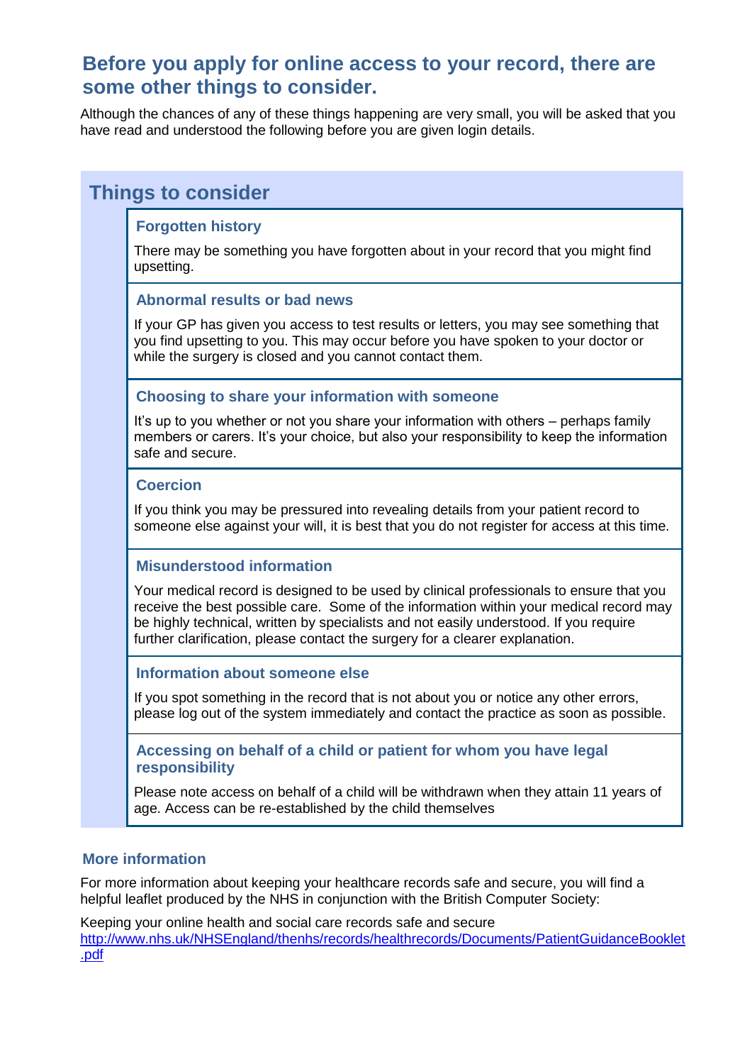## Before you apply for online access to your record, there are some other things to consider.

Although the chances of any of these things happening are very small, you will be asked that you have read and understood the following before you are given login details.

## Things to consider

### Forgotten history

There may be something you have forgotten about in your record that you might find upsetting.

### Abnormal results or bad news

If your GP has given you access to test results or letters, you may see something that you find upsetting to you. This may occur before you have spoken to your doctor or while the surgery is closed and you cannot contact them.

### Choosing to share your information with someone

It's up to you whether or not you share your information with others – perhaps family members or carers. It's your choice, but also your responsibility to keep the information safe and secure.

### Coercion

If you think you may be pressured into revealing details from your patient record to someone else against your will, it is best that you do not register for access at this time.

### Misunderstood information

Your medical record is designed to be used by clinical professionals to ensure that you receive the best possible care. Some of the information within your medical record may be highly technical, written by specialists and not easily understood. If you require further clarification, please contact the surgery for a clearer explanation.

### Information about someone else

If you spot something in the record that is not about you or notice any other errors, please log out of the system immediately and contact the practice as soon as possible.

### Accessing on behalf of a child or patient for whom you have legal responsibility

Please note access on behalf of a child will be withdrawn when they attain 11 years of age. Access can be re-established by the child themselves

### More information

For more information about keeping your healthcare records safe and secure, you will find a helpful leaflet produced by the NHS in conjunction with the British Computer Society:

Keeping your online health and social care records safe and secure
http://www.nhs.uk/NHSEngland/thenhs/records/healthrecords/Documents/PatientGuidanceBooklet.pdf